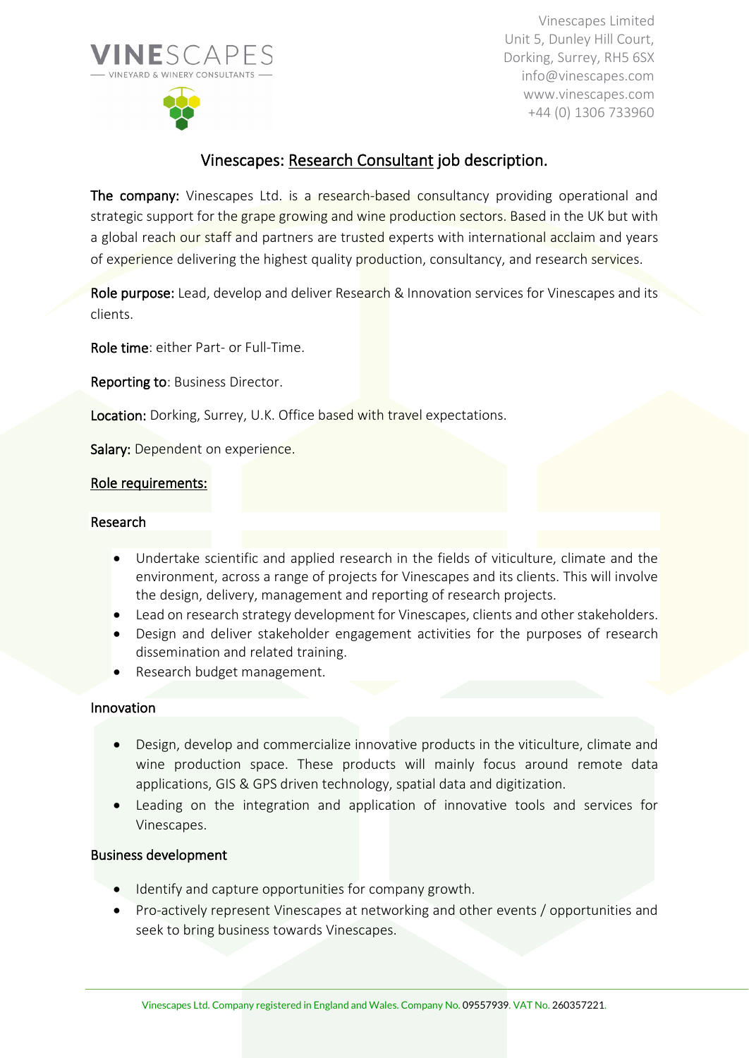VINESCAPES
VINEYARD & WINERY CONSULTANTS

Vinescapes Limited
Unit 5, Dunley Hill Court,
Dorking, Surrey, RH5 6SX
info@vinescapes.com
www.vinescapes.com
+44 (0) 1306 733960

# Vinescapes: Research Consultant job description.

**The company:** Vinescapes Ltd. is a research-based consultancy providing operational and strategic support for the grape growing and wine production sectors. Based in the UK but with a global reach our staff and partners are trusted experts with international acclaim and years of experience delivering the highest quality production, consultancy, and research services.

**Role purpose:** Lead, develop and deliver Research & Innovation services for Vinescapes and its clients.

**Role time**: either Part- or Full-Time.

**Reporting to**: Business Director.

**Location:** Dorking, Surrey, U.K. Office based with travel expectations.

**Salary:** Dependent on experience.

## Role requirements:

### Research

- Undertake scientific and applied research in the fields of viticulture, climate and the environment, across a range of projects for Vinescapes and its clients. This will involve the design, delivery, management and reporting of research projects.
- Lead on research strategy development for Vinescapes, clients and other stakeholders.
- Design and deliver stakeholder engagement activities for the purposes of research dissemination and related training.
- Research budget management.

### Innovation

- Design, develop and commercialize innovative products in the viticulture, climate and wine production space. These products will mainly focus around remote data applications, GIS & GPS driven technology, spatial data and digitization.
- Leading on the integration and application of innovative tools and services for Vinescapes.

### Business development

- Identify and capture opportunities for company growth.
- Pro-actively represent Vinescapes at networking and other events / opportunities and seek to bring business towards Vinescapes.

Vinescapes Ltd. Company registered in England and Wales. Company No. 09557939. VAT No. 260357221.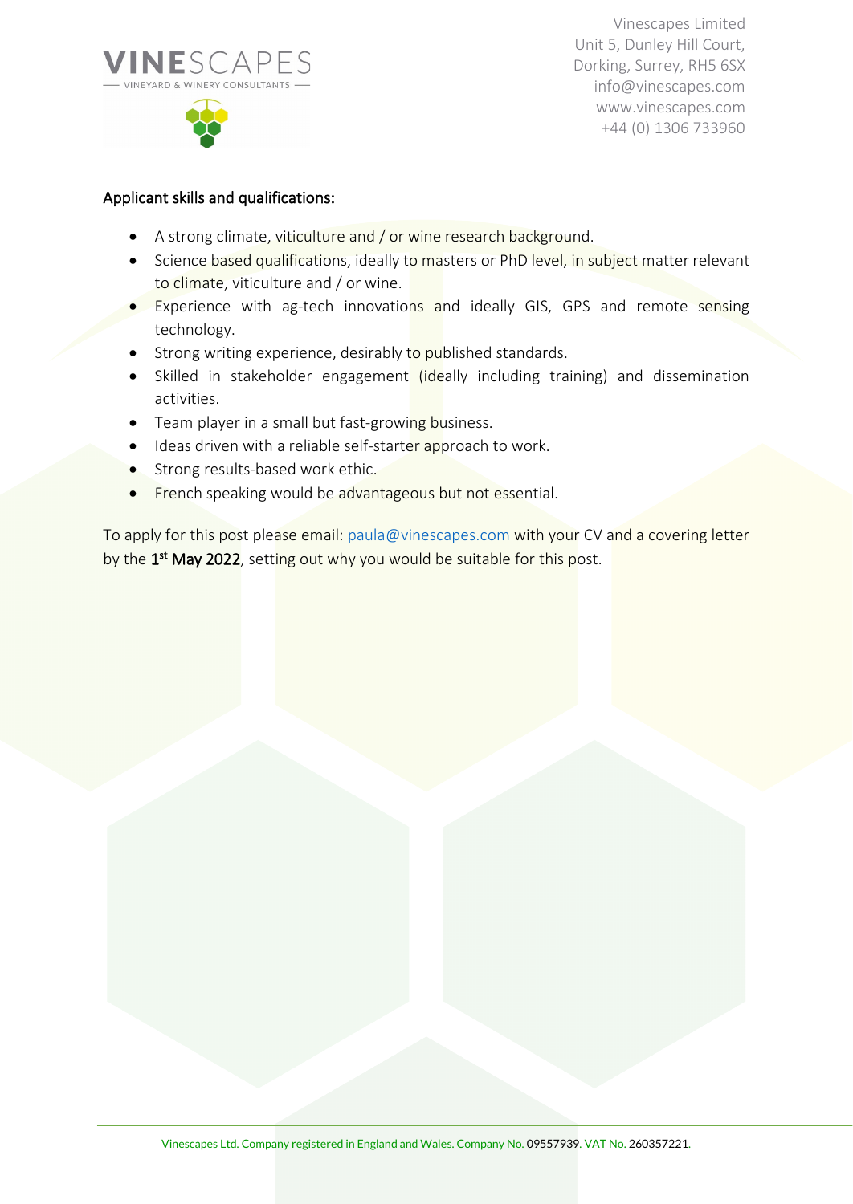Applicant skills and qualifications:

- A strong climate, viticulture and / or wine research background.
- Science based qualifications, ideally to masters or PhD level, in subject matter relevant to climate, viticulture and / or wine.
- Experience with ag-tech innovations and ideally GIS, GPS and remote sensing technology.
- Strong writing experience, desirably to published standards.
- Skilled in stakeholder engagement (ideally including training) and dissemination activities.
- Team player in a small but fast-growing business.
- Ideas driven with a reliable self-starter approach to work.
- Strong results-based work ethic.
- French speaking would be advantageous but not essential.

To apply for this post please email: paula@vinescapes.com with your CV and a covering letter by the 1st May 2022, setting out why you would be suitable for this post.